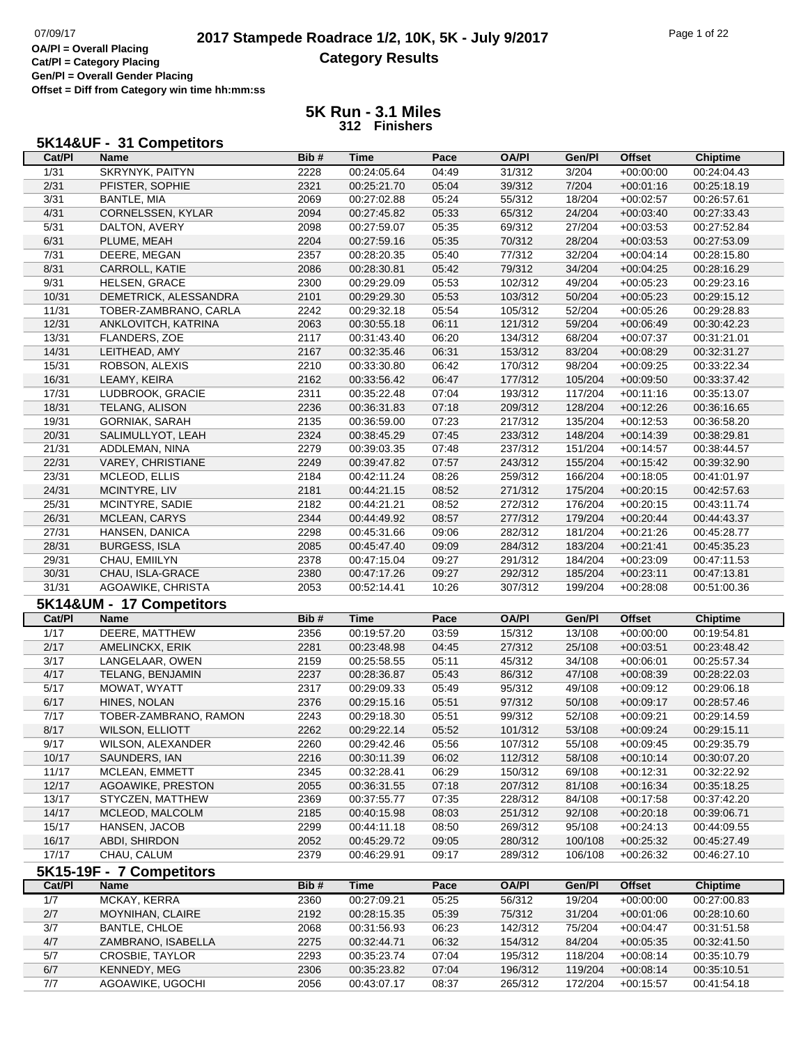# 2017 Stampede Roadrace 1/2, 10K, 5K - July 9/2017

## Category Results

OA/Pl = Overall Placing
Cat/Pl = Category Placing
Gen/Pl = Overall Gender Placing
Offset = Diff from Category win time hh:mm:ss

## 5K Run - 3.1 Miles
**312 Finishers**

### 5K14&UF - 31 Competitors

| Cat/Pl | Name | Bib # | Time | Pace | OA/Pl | Gen/Pl | Offset | Chiptime |
|---|---|---|---|---|---|---|---|---|
| 1/31 | SKRYNYK, PAITYN | 2228 | 00:24:05.64 | 04:49 | 31/312 | 3/204 | +00:00:00 | 00:24:04.43 |
| 2/31 | PFISTER, SOPHIE | 2321 | 00:25:21.70 | 05:04 | 39/312 | 7/204 | +00:01:16 | 00:25:18.19 |
| 3/31 | BANTLE, MIA | 2069 | 00:27:02.88 | 05:24 | 55/312 | 18/204 | +00:02:57 | 00:26:57.61 |
| 4/31 | CORNELSSEN, KYLAR | 2094 | 00:27:45.82 | 05:33 | 65/312 | 24/204 | +00:03:40 | 00:27:33.43 |
| 5/31 | DALTON, AVERY | 2098 | 00:27:59.07 | 05:35 | 69/312 | 27/204 | +00:03:53 | 00:27:52.84 |
| 6/31 | PLUME, MEAH | 2204 | 00:27:59.16 | 05:35 | 70/312 | 28/204 | +00:03:53 | 00:27:53.09 |
| 7/31 | DEERE, MEGAN | 2357 | 00:28:20.35 | 05:40 | 77/312 | 32/204 | +00:04:14 | 00:28:15.80 |
| 8/31 | CARROLL, KATIE | 2086 | 00:28:30.81 | 05:42 | 79/312 | 34/204 | +00:04:25 | 00:28:16.29 |
| 9/31 | HELSEN, GRACE | 2300 | 00:29:29.09 | 05:53 | 102/312 | 49/204 | +00:05:23 | 00:29:23.16 |
| 10/31 | DEMETRICK, ALESSANDRA | 2101 | 00:29:29.30 | 05:53 | 103/312 | 50/204 | +00:05:23 | 00:29:15.12 |
| 11/31 | TOBER-ZAMBRANO, CARLA | 2242 | 00:29:32.18 | 05:54 | 105/312 | 52/204 | +00:05:26 | 00:29:28.83 |
| 12/31 | ANKLOVITCH, KATRINA | 2063 | 00:30:55.18 | 06:11 | 121/312 | 59/204 | +00:06:49 | 00:30:42.23 |
| 13/31 | FLANDERS, ZOE | 2117 | 00:31:43.40 | 06:20 | 134/312 | 68/204 | +00:07:37 | 00:31:21.01 |
| 14/31 | LEITHEAD, AMY | 2167 | 00:32:35.46 | 06:31 | 153/312 | 83/204 | +00:08:29 | 00:32:31.27 |
| 15/31 | ROBSON, ALEXIS | 2210 | 00:33:30.80 | 06:42 | 170/312 | 98/204 | +00:09:25 | 00:33:22.34 |
| 16/31 | LEAMY, KEIRA | 2162 | 00:33:56.42 | 06:47 | 177/312 | 105/204 | +00:09:50 | 00:33:37.42 |
| 17/31 | LUDBROOK, GRACIE | 2311 | 00:35:22.48 | 07:04 | 193/312 | 117/204 | +00:11:16 | 00:35:13.07 |
| 18/31 | TELANG, ALISON | 2236 | 00:36:31.83 | 07:18 | 209/312 | 128/204 | +00:12:26 | 00:36:16.65 |
| 19/31 | GORNIAK, SARAH | 2135 | 00:36:59.00 | 07:23 | 217/312 | 135/204 | +00:12:53 | 00:36:58.20 |
| 20/31 | SALIMULLYOT, LEAH | 2324 | 00:38:45.29 | 07:45 | 233/312 | 148/204 | +00:14:39 | 00:38:29.81 |
| 21/31 | ADDLEMAN, NINA | 2279 | 00:39:03.35 | 07:48 | 237/312 | 151/204 | +00:14:57 | 00:38:44.57 |
| 22/31 | VAREY, CHRISTIANE | 2249 | 00:39:47.82 | 07:57 | 243/312 | 155/204 | +00:15:42 | 00:39:32.90 |
| 23/31 | MCLEOD, ELLIS | 2184 | 00:42:11.24 | 08:26 | 259/312 | 166/204 | +00:18:05 | 00:41:01.97 |
| 24/31 | MCINTYRE, LIV | 2181 | 00:44:21.15 | 08:52 | 271/312 | 175/204 | +00:20:15 | 00:42:57.63 |
| 25/31 | MCINTYRE, SADIE | 2182 | 00:44:21.21 | 08:52 | 272/312 | 176/204 | +00:20:15 | 00:43:11.74 |
| 26/31 | MCLEAN, CARYS | 2344 | 00:44:49.92 | 08:57 | 277/312 | 179/204 | +00:20:44 | 00:44:43.37 |
| 27/31 | HANSEN, DANICA | 2298 | 00:45:31.66 | 09:06 | 282/312 | 181/204 | +00:21:26 | 00:45:28.77 |
| 28/31 | BURGESS, ISLA | 2085 | 00:45:47.40 | 09:09 | 284/312 | 183/204 | +00:21:41 | 00:45:35.23 |
| 29/31 | CHAU, EMIILYN | 2378 | 00:47:15.04 | 09:27 | 291/312 | 184/204 | +00:23:09 | 00:47:11.53 |
| 30/31 | CHAU, ISLA-GRACE | 2380 | 00:47:17.26 | 09:27 | 292/312 | 185/204 | +00:23:11 | 00:47:13.81 |
| 31/31 | AGOAWIKE, CHRISTA | 2053 | 00:52:14.41 | 10:26 | 307/312 | 199/204 | +00:28:08 | 00:51:00.36 |

### 5K14&UM - 17 Competitors

| Cat/Pl | Name | Bib # | Time | Pace | OA/Pl | Gen/Pl | Offset | Chiptime |
|---|---|---|---|---|---|---|---|---|
| 1/17 | DEERE, MATTHEW | 2356 | 00:19:57.20 | 03:59 | 15/312 | 13/108 | +00:00:00 | 00:19:54.81 |
| 2/17 | AMELINCKX, ERIK | 2281 | 00:23:48.98 | 04:45 | 27/312 | 25/108 | +00:03:51 | 00:23:48.42 |
| 3/17 | LANGELAAR, OWEN | 2159 | 00:25:58.55 | 05:11 | 45/312 | 34/108 | +00:06:01 | 00:25:57.34 |
| 4/17 | TELANG, BENJAMIN | 2237 | 00:28:36.87 | 05:43 | 86/312 | 47/108 | +00:08:39 | 00:28:22.03 |
| 5/17 | MOWAT, WYATT | 2317 | 00:29:09.33 | 05:49 | 95/312 | 49/108 | +00:09:12 | 00:29:06.18 |
| 6/17 | HINES, NOLAN | 2376 | 00:29:15.16 | 05:51 | 97/312 | 50/108 | +00:09:17 | 00:28:57.46 |
| 7/17 | TOBER-ZAMBRANO, RAMON | 2243 | 00:29:18.30 | 05:51 | 99/312 | 52/108 | +00:09:21 | 00:29:14.59 |
| 8/17 | WILSON, ELLIOTT | 2262 | 00:29:22.14 | 05:52 | 101/312 | 53/108 | +00:09:24 | 00:29:15.11 |
| 9/17 | WILSON, ALEXANDER | 2260 | 00:29:42.46 | 05:56 | 107/312 | 55/108 | +00:09:45 | 00:29:35.79 |
| 10/17 | SAUNDERS, IAN | 2216 | 00:30:11.39 | 06:02 | 112/312 | 58/108 | +00:10:14 | 00:30:07.20 |
| 11/17 | MCLEAN, EMMETT | 2345 | 00:32:28.41 | 06:29 | 150/312 | 69/108 | +00:12:31 | 00:32:22.92 |
| 12/17 | AGOAWIKE, PRESTON | 2055 | 00:36:31.55 | 07:18 | 207/312 | 81/108 | +00:16:34 | 00:35:18.25 |
| 13/17 | STYCZEN, MATTHEW | 2369 | 00:37:55.77 | 07:35 | 228/312 | 84/108 | +00:17:58 | 00:37:42.20 |
| 14/17 | MCLEOD, MALCOLM | 2185 | 00:40:15.98 | 08:03 | 251/312 | 92/108 | +00:20:18 | 00:39:06.71 |
| 15/17 | HANSEN, JACOB | 2299 | 00:44:11.18 | 08:50 | 269/312 | 95/108 | +00:24:13 | 00:44:09.55 |
| 16/17 | ABDI, SHIRDON | 2052 | 00:45:29.72 | 09:05 | 280/312 | 100/108 | +00:25:32 | 00:45:27.49 |
| 17/17 | CHAU, CALUM | 2379 | 00:46:29.91 | 09:17 | 289/312 | 106/108 | +00:26:32 | 00:46:27.10 |

### 5K15-19F - 7 Competitors

| Cat/Pl | Name | Bib # | Time | Pace | OA/Pl | Gen/Pl | Offset | Chiptime |
|---|---|---|---|---|---|---|---|---|
| 1/7 | MCKAY, KERRA | 2360 | 00:27:09.21 | 05:25 | 56/312 | 19/204 | +00:00:00 | 00:27:00.83 |
| 2/7 | MOYNIHAN, CLAIRE | 2192 | 00:28:15.35 | 05:39 | 75/312 | 31/204 | +00:01:06 | 00:28:10.60 |
| 3/7 | BANTLE, CHLOE | 2068 | 00:31:56.93 | 06:23 | 142/312 | 75/204 | +00:04:47 | 00:31:51.58 |
| 4/7 | ZAMBRANO, ISABELLA | 2275 | 00:32:44.71 | 06:32 | 154/312 | 84/204 | +00:05:35 | 00:32:41.50 |
| 5/7 | CROSBIE, TAYLOR | 2293 | 00:35:23.74 | 07:04 | 195/312 | 118/204 | +00:08:14 | 00:35:10.79 |
| 6/7 | KENNEDY, MEG | 2306 | 00:35:23.82 | 07:04 | 196/312 | 119/204 | +00:08:14 | 00:35:10.51 |
| 7/7 | AGOAWIKE, UGOCHI | 2056 | 00:43:07.17 | 08:37 | 265/312 | 172/204 | +00:15:57 | 00:41:54.18 |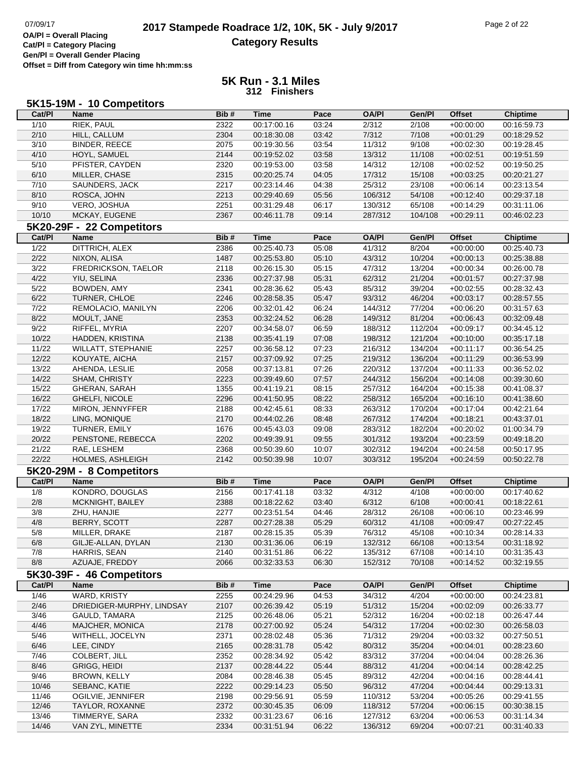OA/Pl = Overall Placing
Cat/Pl = Category Placing
Gen/Pl = Overall Gender Placing
Offset = Diff from Category win time hh:mm:ss

# 2017 Stampede Roadrace 1/2, 10K, 5K - July 9/2017

## Category Results

## 5K Run - 3.1 Miles
**312 Finishers**

### 5K15-19M - 10 Competitors

| Cat/Pl | Name | Bib # | Time | Pace | OA/Pl | Gen/Pl | Offset | Chiptime |
|---|---|---|---|---|---|---|---|---|
| 1/10 | RIEK, PAUL | 2322 | 00:17:00.16 | 03:24 | 2/312 | 2/108 | +00:00:00 | 00:16:59.73 |
| 2/10 | HILL, CALLUM | 2304 | 00:18:30.08 | 03:42 | 7/312 | 7/108 | +00:01:29 | 00:18:29.52 |
| 3/10 | BINDER, REECE | 2075 | 00:19:30.56 | 03:54 | 11/312 | 9/108 | +00:02:30 | 00:19:28.45 |
| 4/10 | HOYL, SAMUEL | 2144 | 00:19:52.02 | 03:58 | 13/312 | 11/108 | +00:02:51 | 00:19:51.59 |
| 5/10 | PFISTER, CAYDEN | 2320 | 00:19:53.00 | 03:58 | 14/312 | 12/108 | +00:02:52 | 00:19:50.25 |
| 6/10 | MILLER, CHASE | 2315 | 00:20:25.74 | 04:05 | 17/312 | 15/108 | +00:03:25 | 00:20:21.27 |
| 7/10 | SAUNDERS, JACK | 2217 | 00:23:14.46 | 04:38 | 25/312 | 23/108 | +00:06:14 | 00:23:13.54 |
| 8/10 | ROSCA, JOHN | 2213 | 00:29:40.69 | 05:56 | 106/312 | 54/108 | +00:12:40 | 00:29:37.18 |
| 9/10 | VERO, JOSHUA | 2251 | 00:31:29.48 | 06:17 | 130/312 | 65/108 | +00:14:29 | 00:31:11.06 |
| 10/10 | MCKAY, EUGENE | 2367 | 00:46:11.78 | 09:14 | 287/312 | 104/108 | +00:29:11 | 00:46:02.23 |

### 5K20-29F - 22 Competitors

| Cat/Pl | Name | Bib # | Time | Pace | OA/Pl | Gen/Pl | Offset | Chiptime |
|---|---|---|---|---|---|---|---|---|
| 1/22 | DITTRICH, ALEX | 2386 | 00:25:40.73 | 05:08 | 41/312 | 8/204 | +00:00:00 | 00:25:40.73 |
| 2/22 | NIXON, ALISA | 1487 | 00:25:53.80 | 05:10 | 43/312 | 10/204 | +00:00:13 | 00:25:38.88 |
| 3/22 | FREDRICKSON, TAELOR | 2118 | 00:26:15.30 | 05:15 | 47/312 | 13/204 | +00:00:34 | 00:26:00.78 |
| 4/22 | YIU, SELINA | 2336 | 00:27:37.98 | 05:31 | 62/312 | 21/204 | +00:01:57 | 00:27:37.98 |
| 5/22 | BOWDEN, AMY | 2341 | 00:28:36.62 | 05:43 | 85/312 | 39/204 | +00:02:55 | 00:28:32.43 |
| 6/22 | TURNER, CHLOE | 2246 | 00:28:58.35 | 05:47 | 93/312 | 46/204 | +00:03:17 | 00:28:57.55 |
| 7/22 | REMOLACIO, MANILYN | 2206 | 00:32:01.42 | 06:24 | 144/312 | 77/204 | +00:06:20 | 00:31:57.63 |
| 8/22 | MOULT, JANE | 2353 | 00:32:24.52 | 06:28 | 149/312 | 81/204 | +00:06:43 | 00:32:09.48 |
| 9/22 | RIFFEL, MYRIA | 2207 | 00:34:58.07 | 06:59 | 188/312 | 112/204 | +00:09:17 | 00:34:45.12 |
| 10/22 | HADDEN, KRISTINA | 2138 | 00:35:41.19 | 07:08 | 198/312 | 121/204 | +00:10:00 | 00:35:17.18 |
| 11/22 | WILLATT, STEPHANIE | 2257 | 00:36:58.12 | 07:23 | 216/312 | 134/204 | +00:11:17 | 00:36:54.25 |
| 12/22 | KOUYATE, AICHA | 2157 | 00:37:09.92 | 07:25 | 219/312 | 136/204 | +00:11:29 | 00:36:53.99 |
| 13/22 | AHENDA, LESLIE | 2058 | 00:37:13.81 | 07:26 | 220/312 | 137/204 | +00:11:33 | 00:36:52.02 |
| 14/22 | SHAM, CHRISTY | 2223 | 00:39:49.60 | 07:57 | 244/312 | 156/204 | +00:14:08 | 00:39:30.60 |
| 15/22 | GHERAN, SARAH | 1355 | 00:41:19.21 | 08:15 | 257/312 | 164/204 | +00:15:38 | 00:41:08.37 |
| 16/22 | GHELFI, NICOLE | 2296 | 00:41:50.95 | 08:22 | 258/312 | 165/204 | +00:16:10 | 00:41:38.60 |
| 17/22 | MIRON, JENNYFFER | 2188 | 00:42:45.61 | 08:33 | 263/312 | 170/204 | +00:17:04 | 00:42:21.64 |
| 18/22 | LING, MONIQUE | 2170 | 00:44:02.26 | 08:48 | 267/312 | 174/204 | +00:18:21 | 00:43:37.01 |
| 19/22 | TURNER, EMILY | 1676 | 00:45:43.03 | 09:08 | 283/312 | 182/204 | +00:20:02 | 01:00:34.79 |
| 20/22 | PENSTONE, REBECCA | 2202 | 00:49:39.91 | 09:55 | 301/312 | 193/204 | +00:23:59 | 00:49:18.20 |
| 21/22 | RAE, LESHEM | 2368 | 00:50:39.60 | 10:07 | 302/312 | 194/204 | +00:24:58 | 00:50:17.95 |
| 22/22 | HOLMES, ASHLEIGH | 2142 | 00:50:39.98 | 10:07 | 303/312 | 195/204 | +00:24:59 | 00:50:22.78 |

### 5K20-29M - 8 Competitors

| Cat/Pl | Name | Bib # | Time | Pace | OA/Pl | Gen/Pl | Offset | Chiptime |
|---|---|---|---|---|---|---|---|---|
| 1/8 | KONDRO, DOUGLAS | 2156 | 00:17:41.18 | 03:32 | 4/312 | 4/108 | +00:00:00 | 00:17:40.62 |
| 2/8 | MCKNIGHT, BAILEY | 2388 | 00:18:22.62 | 03:40 | 6/312 | 6/108 | +00:00:41 | 00:18:22.61 |
| 3/8 | ZHU, HANJIE | 2277 | 00:23:51.54 | 04:46 | 28/312 | 26/108 | +00:06:10 | 00:23:46.99 |
| 4/8 | BERRY, SCOTT | 2287 | 00:27:28.38 | 05:29 | 60/312 | 41/108 | +00:09:47 | 00:27:22.45 |
| 5/8 | MILLER, DRAKE | 2187 | 00:28:15.35 | 05:39 | 76/312 | 45/108 | +00:10:34 | 00:28:14.33 |
| 6/8 | GILJE-ALLAN, DYLAN | 2130 | 00:31:36.06 | 06:19 | 132/312 | 66/108 | +00:13:54 | 00:31:18.92 |
| 7/8 | HARRIS, SEAN | 2140 | 00:31:51.86 | 06:22 | 135/312 | 67/108 | +00:14:10 | 00:31:35.43 |
| 8/8 | AZUAJE, FREDDY | 2066 | 00:32:33.53 | 06:30 | 152/312 | 70/108 | +00:14:52 | 00:32:19.55 |

### 5K30-39F - 46 Competitors

| Cat/Pl | Name | Bib # | Time | Pace | OA/Pl | Gen/Pl | Offset | Chiptime |
|---|---|---|---|---|---|---|---|---|
| 1/46 | WARD, KRISTY | 2255 | 00:24:29.96 | 04:53 | 34/312 | 4/204 | +00:00:00 | 00:24:23.81 |
| 2/46 | DRIEDIGER-MURPHY, LINDSAY | 2107 | 00:26:39.42 | 05:19 | 51/312 | 15/204 | +00:02:09 | 00:26:33.77 |
| 3/46 | GAULD, TAMARA | 2125 | 00:26:48.06 | 05:21 | 52/312 | 16/204 | +00:02:18 | 00:26:47.44 |
| 4/46 | MAJCHER, MONICA | 2178 | 00:27:00.92 | 05:24 | 54/312 | 17/204 | +00:02:30 | 00:26:58.03 |
| 5/46 | WITHELL, JOCELYN | 2371 | 00:28:02.48 | 05:36 | 71/312 | 29/204 | +00:03:32 | 00:27:50.51 |
| 6/46 | LEE, CINDY | 2165 | 00:28:31.78 | 05:42 | 80/312 | 35/204 | +00:04:01 | 00:28:23.60 |
| 7/46 | COLBERT, JILL | 2352 | 00:28:34.92 | 05:42 | 83/312 | 37/204 | +00:04:04 | 00:28:26.36 |
| 8/46 | GRIGG, HEIDI | 2137 | 00:28:44.22 | 05:44 | 88/312 | 41/204 | +00:04:14 | 00:28:42.25 |
| 9/46 | BROWN, KELLY | 2084 | 00:28:46.38 | 05:45 | 89/312 | 42/204 | +00:04:16 | 00:28:44.41 |
| 10/46 | SEBANC, KATIE | 2222 | 00:29:14.23 | 05:50 | 96/312 | 47/204 | +00:04:44 | 00:29:13.31 |
| 11/46 | OGILVIE, JENNIFER | 2198 | 00:29:56.91 | 05:59 | 110/312 | 53/204 | +00:05:26 | 00:29:41.55 |
| 12/46 | TAYLOR, ROXANNE | 2372 | 00:30:45.35 | 06:09 | 118/312 | 57/204 | +00:06:15 | 00:30:38.15 |
| 13/46 | TIMMERYE, SARA | 2332 | 00:31:23.67 | 06:16 | 127/312 | 63/204 | +00:06:53 | 00:31:14.34 |
| 14/46 | VAN ZYL, MINETTE | 2334 | 00:31:51.94 | 06:22 | 136/312 | 69/204 | +00:07:21 | 00:31:40.33 |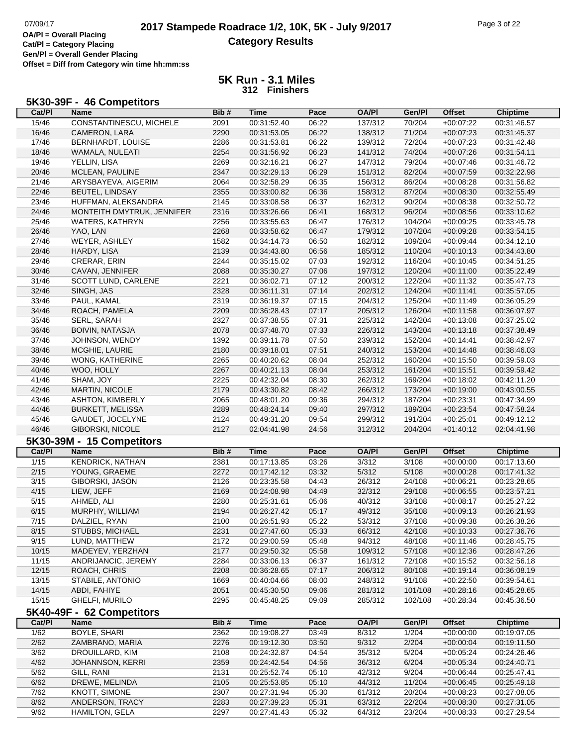# 2017 Stampede Roadrace 1/2, 10K, 5K - July 9/2017

## Category Results

07/09/17

**OA/Pl = Overall Placing**
**Cat/Pl = Category Placing**
**Gen/Pl = Overall Gender Placing**
**Offset = Diff from Category win time hh:mm:ss**

## 5K Run - 3.1 Miles
**312 Finishers**

### 5K30-39F - 46 Competitors

| Cat/Pl | Name | Bib # | Time | Pace | OA/Pl | Gen/Pl | Offset | Chiptime |
|---|---|---|---|---|---|---|---|---|
| 15/46 | CONSTANTINESCU, MICHELE | 2091 | 00:31:52.40 | 06:22 | 137/312 | 70/204 | +00:07:22 | 00:31:46.57 |
| 16/46 | CAMERON, LARA | 2290 | 00:31:53.05 | 06:22 | 138/312 | 71/204 | +00:07:23 | 00:31:45.37 |
| 17/46 | BERNHARDT, LOUISE | 2286 | 00:31:53.81 | 06:22 | 139/312 | 72/204 | +00:07:23 | 00:31:42.48 |
| 18/46 | WAMALA, NULEATI | 2254 | 00:31:56.92 | 06:23 | 141/312 | 74/204 | +00:07:26 | 00:31:54.11 |
| 19/46 | YELLIN, LISA | 2269 | 00:32:16.21 | 06:27 | 147/312 | 79/204 | +00:07:46 | 00:31:46.72 |
| 20/46 | MCLEAN, PAULINE | 2347 | 00:32:29.13 | 06:29 | 151/312 | 82/204 | +00:07:59 | 00:32:22.98 |
| 21/46 | ARYSBAYEVA, AIGERIM | 2064 | 00:32:58.29 | 06:35 | 156/312 | 86/204 | +00:08:28 | 00:31:56.82 |
| 22/46 | BEUTEL, LINDSAY | 2355 | 00:33:00.82 | 06:36 | 158/312 | 87/204 | +00:08:30 | 00:32:55.49 |
| 23/46 | HUFFMAN, ALEKSANDRA | 2145 | 00:33:08.58 | 06:37 | 162/312 | 90/204 | +00:08:38 | 00:32:50.72 |
| 24/46 | MONTEITH DMYTRUK, JENNIFER | 2316 | 00:33:26.66 | 06:41 | 168/312 | 96/204 | +00:08:56 | 00:33:10.62 |
| 25/46 | WATERS, KATHRYN | 2256 | 00:33:55.63 | 06:47 | 176/312 | 104/204 | +00:09:25 | 00:33:45.78 |
| 26/46 | YAO, LAN | 2268 | 00:33:58.62 | 06:47 | 179/312 | 107/204 | +00:09:28 | 00:33:54.15 |
| 27/46 | WEYER, ASHLEY | 1582 | 00:34:14.73 | 06:50 | 182/312 | 109/204 | +00:09:44 | 00:34:12.10 |
| 28/46 | HARDY, LISA | 2139 | 00:34:43.80 | 06:56 | 185/312 | 110/204 | +00:10:13 | 00:34:43.80 |
| 29/46 | CRERAR, ERIN | 2244 | 00:35:15.02 | 07:03 | 192/312 | 116/204 | +00:10:45 | 00:34:51.25 |
| 30/46 | CAVAN, JENNIFER | 2088 | 00:35:30.27 | 07:06 | 197/312 | 120/204 | +00:11:00 | 00:35:22.49 |
| 31/46 | SCOTT LUND, CARLENE | 2221 | 00:36:02.71 | 07:12 | 200/312 | 122/204 | +00:11:32 | 00:35:47.73 |
| 32/46 | SINGH, JAS | 2328 | 00:36:11.31 | 07:14 | 202/312 | 124/204 | +00:11:41 | 00:35:57.05 |
| 33/46 | PAUL, KAMAL | 2319 | 00:36:19.37 | 07:15 | 204/312 | 125/204 | +00:11:49 | 00:36:05.29 |
| 34/46 | ROACH, PAMELA | 2209 | 00:36:28.43 | 07:17 | 205/312 | 126/204 | +00:11:58 | 00:36:07.97 |
| 35/46 | SERL, SARAH | 2327 | 00:37:38.55 | 07:31 | 225/312 | 142/204 | +00:13:08 | 00:37:25.02 |
| 36/46 | BOIVIN, NATASJA | 2078 | 00:37:48.70 | 07:33 | 226/312 | 143/204 | +00:13:18 | 00:37:38.49 |
| 37/46 | JOHNSON, WENDY | 1392 | 00:39:11.78 | 07:50 | 239/312 | 152/204 | +00:14:41 | 00:38:42.97 |
| 38/46 | MCGHIE, LAURIE | 2180 | 00:39:18.01 | 07:51 | 240/312 | 153/204 | +00:14:48 | 00:38:46.03 |
| 39/46 | WONG, KATHERINE | 2265 | 00:40:20.62 | 08:04 | 252/312 | 160/204 | +00:15:50 | 00:39:59.03 |
| 40/46 | WOO, HOLLY | 2267 | 00:40:21.13 | 08:04 | 253/312 | 161/204 | +00:15:51 | 00:39:59.42 |
| 41/46 | SHAM, JOY | 2225 | 00:42:32.04 | 08:30 | 262/312 | 169/204 | +00:18:02 | 00:42:11.20 |
| 42/46 | MARTIN, NICOLE | 2179 | 00:43:30.82 | 08:42 | 266/312 | 173/204 | +00:19:00 | 00:43:00.55 |
| 43/46 | ASHTON, KIMBERLY | 2065 | 00:48:01.20 | 09:36 | 294/312 | 187/204 | +00:23:31 | 00:47:34.99 |
| 44/46 | BURKETT, MELISSA | 2289 | 00:48:24.14 | 09:40 | 297/312 | 189/204 | +00:23:54 | 00:47:58.24 |
| 45/46 | GAUDET, JOCELYNE | 2124 | 00:49:31.20 | 09:54 | 299/312 | 191/204 | +00:25:01 | 00:49:12.12 |
| 46/46 | GIBORSKI, NICOLE | 2127 | 02:04:41.98 | 24:56 | 312/312 | 204/204 | +01:40:12 | 02:04:41.98 |

### 5K30-39M - 15 Competitors

| Cat/Pl | Name | Bib # | Time | Pace | OA/Pl | Gen/Pl | Offset | Chiptime |
|---|---|---|---|---|---|---|---|---|
| 1/15 | KENDRICK, NATHAN | 2381 | 00:17:13.85 | 03:26 | 3/312 | 3/108 | +00:00:00 | 00:17:13.60 |
| 2/15 | YOUNG, GRAEME | 2272 | 00:17:42.12 | 03:32 | 5/312 | 5/108 | +00:00:28 | 00:17:41.32 |
| 3/15 | GIBORSKI, JASON | 2126 | 00:23:35.58 | 04:43 | 26/312 | 24/108 | +00:06:21 | 00:23:28.65 |
| 4/15 | LIEW, JEFF | 2169 | 00:24:08.98 | 04:49 | 32/312 | 29/108 | +00:06:55 | 00:23:57.21 |
| 5/15 | AHMED, ALI | 2280 | 00:25:31.61 | 05:06 | 40/312 | 33/108 | +00:08:17 | 00:25:27.22 |
| 6/15 | MURPHY, WILLIAM | 2194 | 00:26:27.42 | 05:17 | 49/312 | 35/108 | +00:09:13 | 00:26:21.93 |
| 7/15 | DALZIEL, RYAN | 2100 | 00:26:51.93 | 05:22 | 53/312 | 37/108 | +00:09:38 | 00:26:38.26 |
| 8/15 | STUBBS, MICHAEL | 2231 | 00:27:47.60 | 05:33 | 66/312 | 42/108 | +00:10:33 | 00:27:36.76 |
| 9/15 | LUND, MATTHEW | 2172 | 00:29:00.59 | 05:48 | 94/312 | 48/108 | +00:11:46 | 00:28:45.75 |
| 10/15 | MADEYEV, YERZHAN | 2177 | 00:29:50.32 | 05:58 | 109/312 | 57/108 | +00:12:36 | 00:28:47.26 |
| 11/15 | ANDRIJANCIC, JEREMY | 2284 | 00:33:06.13 | 06:37 | 161/312 | 72/108 | +00:15:52 | 00:32:56.18 |
| 12/15 | ROACH, CHRIS | 2208 | 00:36:28.65 | 07:17 | 206/312 | 80/108 | +00:19:14 | 00:36:08.19 |
| 13/15 | STABILE, ANTONIO | 1669 | 00:40:04.66 | 08:00 | 248/312 | 91/108 | +00:22:50 | 00:39:54.61 |
| 14/15 | ABDI, FAHIYE | 2051 | 00:45:30.50 | 09:06 | 281/312 | 101/108 | +00:28:16 | 00:45:28.65 |
| 15/15 | GHELFI, MURILO | 2295 | 00:45:48.25 | 09:09 | 285/312 | 102/108 | +00:28:34 | 00:45:36.50 |

### 5K40-49F - 62 Competitors

| Cat/Pl | Name | Bib # | Time | Pace | OA/Pl | Gen/Pl | Offset | Chiptime |
|---|---|---|---|---|---|---|---|---|
| 1/62 | BOYLE, SHARI | 2362 | 00:19:08.27 | 03:49 | 8/312 | 1/204 | +00:00:00 | 00:19:07.05 |
| 2/62 | ZAMBRANO, MARIA | 2276 | 00:19:12.30 | 03:50 | 9/312 | 2/204 | +00:00:04 | 00:19:11.50 |
| 3/62 | DROUILLARD, KIM | 2108 | 00:24:32.87 | 04:54 | 35/312 | 5/204 | +00:05:24 | 00:24:26.46 |
| 4/62 | JOHANNSON, KERRI | 2359 | 00:24:42.54 | 04:56 | 36/312 | 6/204 | +00:05:34 | 00:24:40.71 |
| 5/62 | GILL, RANI | 2131 | 00:25:52.74 | 05:10 | 42/312 | 9/204 | +00:06:44 | 00:25:47.41 |
| 6/62 | DREWE, MELINDA | 2105 | 00:25:53.85 | 05:10 | 44/312 | 11/204 | +00:06:45 | 00:25:49.18 |
| 7/62 | KNOTT, SIMONE | 2307 | 00:27:31.94 | 05:30 | 61/312 | 20/204 | +00:08:23 | 00:27:08.05 |
| 8/62 | ANDERSON, TRACY | 2283 | 00:27:39.23 | 05:31 | 63/312 | 22/204 | +00:08:30 | 00:27:31.05 |
| 9/62 | HAMILTON, GELA | 2297 | 00:27:41.43 | 05:32 | 64/312 | 23/204 | +00:08:33 | 00:27:29.54 |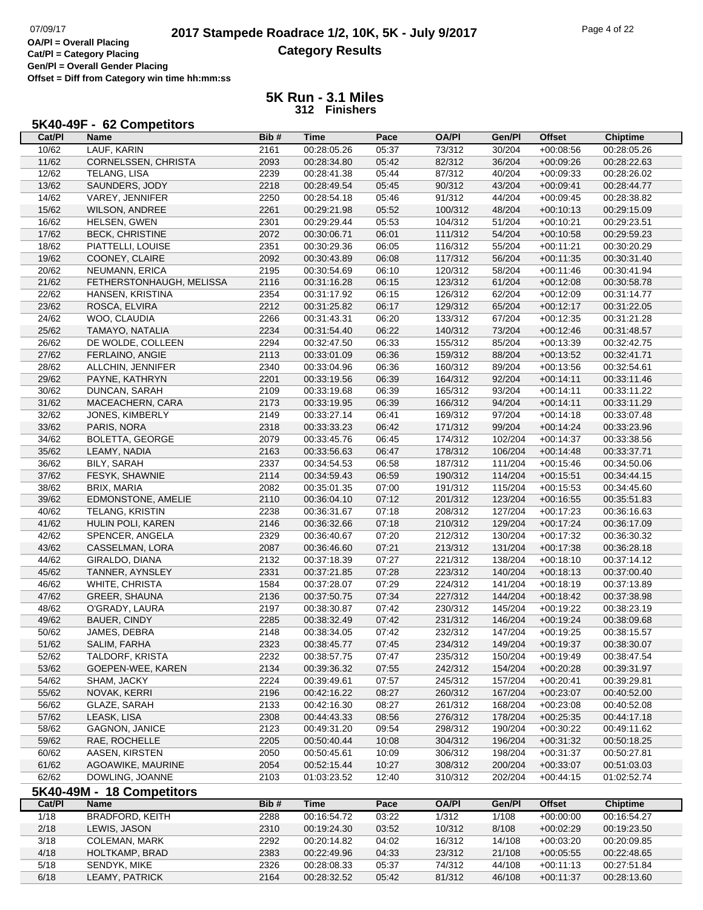OA/Pl = Overall Placing
Cat/Pl = Category Placing
Gen/Pl = Overall Gender Placing
Offset = Diff from Category win time hh:mm:ss

# 2017 Stampede Roadrace 1/2, 10K, 5K - July 9/2017

## Category Results

### 5K Run - 3.1 Miles
**312 Finishers**

### 5K40-49F - 62 Competitors

| Cat/Pl | Name | Bib # | Time | Pace | OA/Pl | Gen/Pl | Offset | Chiptime |
|---|---|---|---|---|---|---|---|---|
| 10/62 | LAUF, KARIN | 2161 | 00:28:05.26 | 05:37 | 73/312 | 30/204 | +00:08:56 | 00:28:05.26 |
| 11/62 | CORNELSSEN, CHRISTA | 2093 | 00:28:34.80 | 05:42 | 82/312 | 36/204 | +00:09:26 | 00:28:22.63 |
| 12/62 | TELANG, LISA | 2239 | 00:28:41.38 | 05:44 | 87/312 | 40/204 | +00:09:33 | 00:28:26.02 |
| 13/62 | SAUNDERS, JODY | 2218 | 00:28:49.54 | 05:45 | 90/312 | 43/204 | +00:09:41 | 00:28:44.77 |
| 14/62 | VAREY, JENNIFER | 2250 | 00:28:54.18 | 05:46 | 91/312 | 44/204 | +00:09:45 | 00:28:38.82 |
| 15/62 | WILSON, ANDREE | 2261 | 00:29:21.98 | 05:52 | 100/312 | 48/204 | +00:10:13 | 00:29:15.09 |
| 16/62 | HELSEN, GWEN | 2301 | 00:29:29.44 | 05:53 | 104/312 | 51/204 | +00:10:21 | 00:29:23.51 |
| 17/62 | BECK, CHRISTINE | 2072 | 00:30:06.71 | 06:01 | 111/312 | 54/204 | +00:10:58 | 00:29:59.23 |
| 18/62 | PIATTELLI, LOUISE | 2351 | 00:30:29.36 | 06:05 | 116/312 | 55/204 | +00:11:21 | 00:30:20.29 |
| 19/62 | COONEY, CLAIRE | 2092 | 00:30:43.89 | 06:08 | 117/312 | 56/204 | +00:11:35 | 00:30:31.40 |
| 20/62 | NEUMANN, ERICA | 2195 | 00:30:54.69 | 06:10 | 120/312 | 58/204 | +00:11:46 | 00:30:41.94 |
| 21/62 | FETHERSTONHAUGH, MELISSA | 2116 | 00:31:16.28 | 06:15 | 123/312 | 61/204 | +00:12:08 | 00:30:58.78 |
| 22/62 | HANSEN, KRISTINA | 2354 | 00:31:17.92 | 06:15 | 126/312 | 62/204 | +00:12:09 | 00:31:14.77 |
| 23/62 | ROSCA, ELVIRA | 2212 | 00:31:25.82 | 06:17 | 129/312 | 65/204 | +00:12:17 | 00:31:22.05 |
| 24/62 | WOO, CLAUDIA | 2266 | 00:31:43.31 | 06:20 | 133/312 | 67/204 | +00:12:35 | 00:31:21.28 |
| 25/62 | TAMAYO, NATALIA | 2234 | 00:31:54.40 | 06:22 | 140/312 | 73/204 | +00:12:46 | 00:31:48.57 |
| 26/62 | DE WOLDE, COLLEEN | 2294 | 00:32:47.50 | 06:33 | 155/312 | 85/204 | +00:13:39 | 00:32:42.75 |
| 27/62 | FERLAINO, ANGIE | 2113 | 00:33:01.09 | 06:36 | 159/312 | 88/204 | +00:13:52 | 00:32:41.71 |
| 28/62 | ALLCHIN, JENNIFER | 2340 | 00:33:04.96 | 06:36 | 160/312 | 89/204 | +00:13:56 | 00:32:54.61 |
| 29/62 | PAYNE, KATHRYN | 2201 | 00:33:19.56 | 06:39 | 164/312 | 92/204 | +00:14:11 | 00:33:11.46 |
| 30/62 | DUNCAN, SARAH | 2109 | 00:33:19.68 | 06:39 | 165/312 | 93/204 | +00:14:11 | 00:33:11.22 |
| 31/62 | MACEACHERN, CARA | 2173 | 00:33:19.95 | 06:39 | 166/312 | 94/204 | +00:14:11 | 00:33:11.29 |
| 32/62 | JONES, KIMBERLY | 2149 | 00:33:27.14 | 06:41 | 169/312 | 97/204 | +00:14:18 | 00:33:07.48 |
| 33/62 | PARIS, NORA | 2318 | 00:33:33.23 | 06:42 | 171/312 | 99/204 | +00:14:24 | 00:33:23.96 |
| 34/62 | BOLETTA, GEORGE | 2079 | 00:33:45.76 | 06:45 | 174/312 | 102/204 | +00:14:37 | 00:33:38.56 |
| 35/62 | LEAMY, NADIA | 2163 | 00:33:56.63 | 06:47 | 178/312 | 106/204 | +00:14:48 | 00:33:37.71 |
| 36/62 | BILY, SARAH | 2337 | 00:34:54.53 | 06:58 | 187/312 | 111/204 | +00:15:46 | 00:34:50.06 |
| 37/62 | FESYK, SHAWNIE | 2114 | 00:34:59.43 | 06:59 | 190/312 | 114/204 | +00:15:51 | 00:34:44.15 |
| 38/62 | BRIX, MARIA | 2082 | 00:35:01.35 | 07:00 | 191/312 | 115/204 | +00:15:53 | 00:34:45.60 |
| 39/62 | EDMONSTONE, AMELIE | 2110 | 00:36:04.10 | 07:12 | 201/312 | 123/204 | +00:16:55 | 00:35:51.83 |
| 40/62 | TELANG, KRISTIN | 2238 | 00:36:31.67 | 07:18 | 208/312 | 127/204 | +00:17:23 | 00:36:16.63 |
| 41/62 | HULIN POLI, KAREN | 2146 | 00:36:32.66 | 07:18 | 210/312 | 129/204 | +00:17:24 | 00:36:17.09 |
| 42/62 | SPENCER, ANGELA | 2329 | 00:36:40.67 | 07:20 | 212/312 | 130/204 | +00:17:32 | 00:36:30.32 |
| 43/62 | CASSELMAN, LORA | 2087 | 00:36:46.60 | 07:21 | 213/312 | 131/204 | +00:17:38 | 00:36:28.18 |
| 44/62 | GIRALDO, DIANA | 2132 | 00:37:18.39 | 07:27 | 221/312 | 138/204 | +00:18:10 | 00:37:14.12 |
| 45/62 | TANNER, AYNSLEY | 2331 | 00:37:21.85 | 07:28 | 223/312 | 140/204 | +00:18:13 | 00:37:00.40 |
| 46/62 | WHITE, CHRISTA | 1584 | 00:37:28.07 | 07:29 | 224/312 | 141/204 | +00:18:19 | 00:37:13.89 |
| 47/62 | GREER, SHAUNA | 2136 | 00:37:50.75 | 07:34 | 227/312 | 144/204 | +00:18:42 | 00:37:38.98 |
| 48/62 | O'GRADY, LAURA | 2197 | 00:38:30.87 | 07:42 | 230/312 | 145/204 | +00:19:22 | 00:38:23.19 |
| 49/62 | BAUER, CINDY | 2285 | 00:38:32.49 | 07:42 | 231/312 | 146/204 | +00:19:24 | 00:38:09.68 |
| 50/62 | JAMES, DEBRA | 2148 | 00:38:34.05 | 07:42 | 232/312 | 147/204 | +00:19:25 | 00:38:15.57 |
| 51/62 | SALIM, FARHA | 2323 | 00:38:45.77 | 07:45 | 234/312 | 149/204 | +00:19:37 | 00:38:30.07 |
| 52/62 | TALDORF, KRISTA | 2232 | 00:38:57.75 | 07:47 | 235/312 | 150/204 | +00:19:49 | 00:38:47.54 |
| 53/62 | GOEPEN-WEE, KAREN | 2134 | 00:39:36.32 | 07:55 | 242/312 | 154/204 | +00:20:28 | 00:39:31.97 |
| 54/62 | SHAM, JACKY | 2224 | 00:39:49.61 | 07:57 | 245/312 | 157/204 | +00:20:41 | 00:39:29.81 |
| 55/62 | NOVAK, KERRI | 2196 | 00:42:16.22 | 08:27 | 260/312 | 167/204 | +00:23:07 | 00:40:52.00 |
| 56/62 | GLAZE, SARAH | 2133 | 00:42:16.30 | 08:27 | 261/312 | 168/204 | +00:23:08 | 00:40:52.08 |
| 57/62 | LEASK, LISA | 2308 | 00:44:43.33 | 08:56 | 276/312 | 178/204 | +00:25:35 | 00:44:17.18 |
| 58/62 | GAGNON, JANICE | 2123 | 00:49:31.20 | 09:54 | 298/312 | 190/204 | +00:30:22 | 00:49:11.62 |
| 59/62 | RAE, ROCHELLE | 2205 | 00:50:40.44 | 10:08 | 304/312 | 196/204 | +00:31:32 | 00:50:18.25 |
| 60/62 | AASEN, KIRSTEN | 2050 | 00:50:45.61 | 10:09 | 306/312 | 198/204 | +00:31:37 | 00:50:27.81 |
| 61/62 | AGOAWIKE, MAURINE | 2054 | 00:52:15.44 | 10:27 | 308/312 | 200/204 | +00:33:07 | 00:51:03.03 |
| 62/62 | DOWLING, JOANNE | 2103 | 01:03:23.52 | 12:40 | 310/312 | 202/204 | +00:44:15 | 01:02:52.74 |

### 5K40-49M - 18 Competitors

| Cat/Pl | Name | Bib # | Time | Pace | OA/Pl | Gen/Pl | Offset | Chiptime |
|---|---|---|---|---|---|---|---|---|
| 1/18 | BRADFORD, KEITH | 2288 | 00:16:54.72 | 03:22 | 1/312 | 1/108 | +00:00:00 | 00:16:54.27 |
| 2/18 | LEWIS, JASON | 2310 | 00:19:24.30 | 03:52 | 10/312 | 8/108 | +00:02:29 | 00:19:23.50 |
| 3/18 | COLEMAN, MARK | 2292 | 00:20:14.82 | 04:02 | 16/312 | 14/108 | +00:03:20 | 00:20:09.85 |
| 4/18 | HOLTKAMP, BRAD | 2383 | 00:22:49.96 | 04:33 | 23/312 | 21/108 | +00:05:55 | 00:22:48.65 |
| 5/18 | SENDYK, MIKE | 2326 | 00:28:08.33 | 05:37 | 74/312 | 44/108 | +00:11:13 | 00:27:51.84 |
| 6/18 | LEAMY, PATRICK | 2164 | 00:28:32.52 | 05:42 | 81/312 | 46/108 | +00:11:37 | 00:28:13.60 |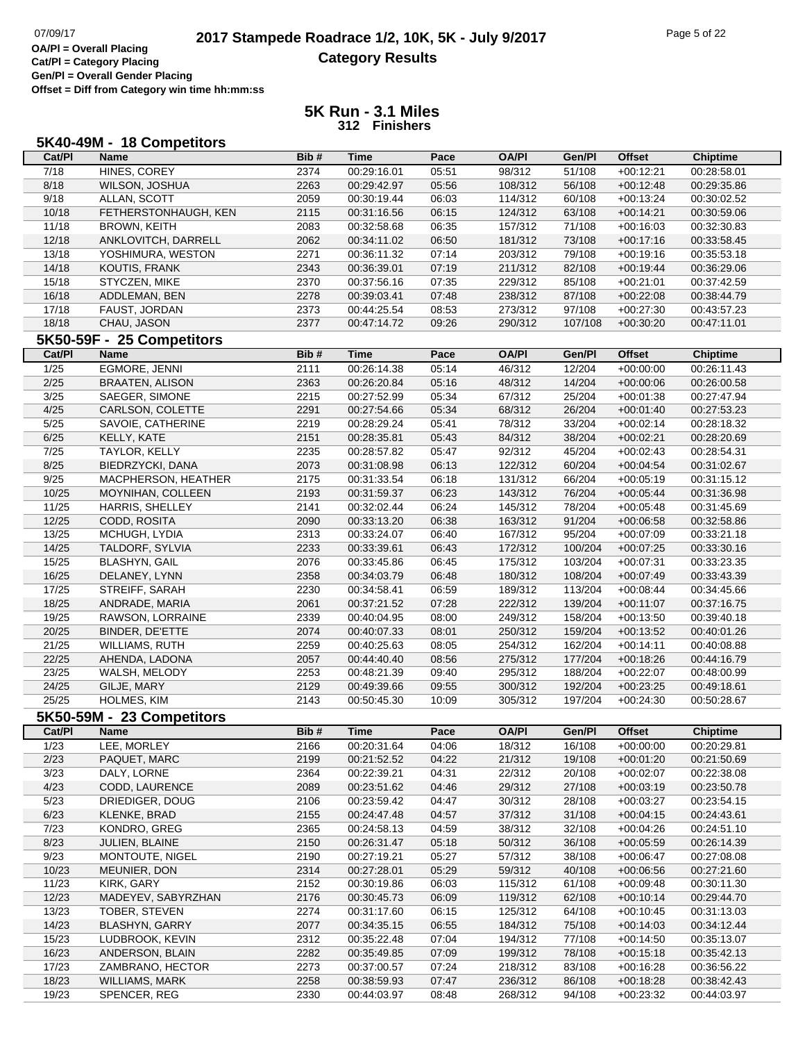# 2017 Stampede Roadrace 1/2, 10K, 5K - July 9/2017

## Category Results

OA/Pl = Overall Placing
Cat/Pl = Category Placing
Gen/Pl = Overall Gender Placing
Offset = Diff from Category win time hh:mm:ss

### 5K Run - 3.1 Miles
**312 Finishers**

### 5K40-49M - 18 Competitors

| Cat/Pl | Name | Bib # | Time | Pace | OA/Pl | Gen/Pl | Offset | Chiptime |
|---|---|---|---|---|---|---|---|---|
| 7/18 | HINES, COREY | 2374 | 00:29:16.01 | 05:51 | 98/312 | 51/108 | +00:12:21 | 00:28:58.01 |
| 8/18 | WILSON, JOSHUA | 2263 | 00:29:42.97 | 05:56 | 108/312 | 56/108 | +00:12:48 | 00:29:35.86 |
| 9/18 | ALLAN, SCOTT | 2059 | 00:30:19.44 | 06:03 | 114/312 | 60/108 | +00:13:24 | 00:30:02.52 |
| 10/18 | FETHERSTONHAUGH, KEN | 2115 | 00:31:16.56 | 06:15 | 124/312 | 63/108 | +00:14:21 | 00:30:59.06 |
| 11/18 | BROWN, KEITH | 2083 | 00:32:58.68 | 06:35 | 157/312 | 71/108 | +00:16:03 | 00:32:30.83 |
| 12/18 | ANKLOVITCH, DARRELL | 2062 | 00:34:11.02 | 06:50 | 181/312 | 73/108 | +00:17:16 | 00:33:58.45 |
| 13/18 | YOSHIMURA, WESTON | 2271 | 00:36:11.32 | 07:14 | 203/312 | 79/108 | +00:19:16 | 00:35:53.18 |
| 14/18 | KOUTIS, FRANK | 2343 | 00:36:39.01 | 07:19 | 211/312 | 82/108 | +00:19:44 | 00:36:29.06 |
| 15/18 | STYCZEN, MIKE | 2370 | 00:37:56.16 | 07:35 | 229/312 | 85/108 | +00:21:01 | 00:37:42.59 |
| 16/18 | ADDLEMAN, BEN | 2278 | 00:39:03.41 | 07:48 | 238/312 | 87/108 | +00:22:08 | 00:38:44.79 |
| 17/18 | FAUST, JORDAN | 2373 | 00:44:25.54 | 08:53 | 273/312 | 97/108 | +00:27:30 | 00:43:57.23 |
| 18/18 | CHAU, JASON | 2377 | 00:47:14.72 | 09:26 | 290/312 | 107/108 | +00:30:20 | 00:47:11.01 |

### 5K50-59F - 25 Competitors

| Cat/Pl | Name | Bib # | Time | Pace | OA/Pl | Gen/Pl | Offset | Chiptime |
|---|---|---|---|---|---|---|---|---|
| 1/25 | EGMORE, JENNI | 2111 | 00:26:14.38 | 05:14 | 46/312 | 12/204 | +00:00:00 | 00:26:11.43 |
| 2/25 | BRAATEN, ALISON | 2363 | 00:26:20.84 | 05:16 | 48/312 | 14/204 | +00:00:06 | 00:26:00.58 |
| 3/25 | SAEGER, SIMONE | 2215 | 00:27:52.99 | 05:34 | 67/312 | 25/204 | +00:01:38 | 00:27:47.94 |
| 4/25 | CARLSON, COLETTE | 2291 | 00:27:54.66 | 05:34 | 68/312 | 26/204 | +00:01:40 | 00:27:53.23 |
| 5/25 | SAVOIE, CATHERINE | 2219 | 00:28:29.24 | 05:41 | 78/312 | 33/204 | +00:02:14 | 00:28:18.32 |
| 6/25 | KELLY, KATE | 2151 | 00:28:35.81 | 05:43 | 84/312 | 38/204 | +00:02:21 | 00:28:20.69 |
| 7/25 | TAYLOR, KELLY | 2235 | 00:28:57.82 | 05:47 | 92/312 | 45/204 | +00:02:43 | 00:28:54.31 |
| 8/25 | BIEDRZYCKI, DANA | 2073 | 00:31:08.98 | 06:13 | 122/312 | 60/204 | +00:04:54 | 00:31:02.67 |
| 9/25 | MACPHERSON, HEATHER | 2175 | 00:31:33.54 | 06:18 | 131/312 | 66/204 | +00:05:19 | 00:31:15.12 |
| 10/25 | MOYNIHAN, COLLEEN | 2193 | 00:31:59.37 | 06:23 | 143/312 | 76/204 | +00:05:44 | 00:31:36.98 |
| 11/25 | HARRIS, SHELLEY | 2141 | 00:32:02.44 | 06:24 | 145/312 | 78/204 | +00:05:48 | 00:31:45.69 |
| 12/25 | CODD, ROSITA | 2090 | 00:33:13.20 | 06:38 | 163/312 | 91/204 | +00:06:58 | 00:32:58.86 |
| 13/25 | MCHUGH, LYDIA | 2313 | 00:33:24.07 | 06:40 | 167/312 | 95/204 | +00:07:09 | 00:33:21.18 |
| 14/25 | TALDORF, SYLVIA | 2233 | 00:33:39.61 | 06:43 | 172/312 | 100/204 | +00:07:25 | 00:33:30.16 |
| 15/25 | BLASHYN, GAIL | 2076 | 00:33:45.86 | 06:45 | 175/312 | 103/204 | +00:07:31 | 00:33:23.35 |
| 16/25 | DELANEY, LYNN | 2358 | 00:34:03.79 | 06:48 | 180/312 | 108/204 | +00:07:49 | 00:33:43.39 |
| 17/25 | STREIFF, SARAH | 2230 | 00:34:58.41 | 06:59 | 189/312 | 113/204 | +00:08:44 | 00:34:45.66 |
| 18/25 | ANDRADE, MARIA | 2061 | 00:37:21.52 | 07:28 | 222/312 | 139/204 | +00:11:07 | 00:37:16.75 |
| 19/25 | RAWSON, LORRAINE | 2339 | 00:40:04.95 | 08:00 | 249/312 | 158/204 | +00:13:50 | 00:39:40.18 |
| 20/25 | BINDER, DE'ETTE | 2074 | 00:40:07.33 | 08:01 | 250/312 | 159/204 | +00:13:52 | 00:40:01.26 |
| 21/25 | WILLIAMS, RUTH | 2259 | 00:40:25.63 | 08:05 | 254/312 | 162/204 | +00:14:11 | 00:40:08.88 |
| 22/25 | AHENDA, LADONA | 2057 | 00:44:40.40 | 08:56 | 275/312 | 177/204 | +00:18:26 | 00:44:16.79 |
| 23/25 | WALSH, MELODY | 2253 | 00:48:21.39 | 09:40 | 295/312 | 188/204 | +00:22:07 | 00:48:00.99 |
| 24/25 | GILJE, MARY | 2129 | 00:49:39.66 | 09:55 | 300/312 | 192/204 | +00:23:25 | 00:49:18.61 |
| 25/25 | HOLMES, KIM | 2143 | 00:50:45.30 | 10:09 | 305/312 | 197/204 | +00:24:30 | 00:50:28.67 |

### 5K50-59M - 23 Competitors

| Cat/Pl | Name | Bib # | Time | Pace | OA/Pl | Gen/Pl | Offset | Chiptime |
|---|---|---|---|---|---|---|---|---|
| 1/23 | LEE, MORLEY | 2166 | 00:20:31.64 | 04:06 | 18/312 | 16/108 | +00:00:00 | 00:20:29.81 |
| 2/23 | PAQUET, MARC | 2199 | 00:21:52.52 | 04:22 | 21/312 | 19/108 | +00:01:20 | 00:21:50.69 |
| 3/23 | DALY, LORNE | 2364 | 00:22:39.21 | 04:31 | 22/312 | 20/108 | +00:02:07 | 00:22:38.08 |
| 4/23 | CODD, LAURENCE | 2089 | 00:23:51.62 | 04:46 | 29/312 | 27/108 | +00:03:19 | 00:23:50.78 |
| 5/23 | DRIEDIGER, DOUG | 2106 | 00:23:59.42 | 04:47 | 30/312 | 28/108 | +00:03:27 | 00:23:54.15 |
| 6/23 | KLENKE, BRAD | 2155 | 00:24:47.48 | 04:57 | 37/312 | 31/108 | +00:04:15 | 00:24:43.61 |
| 7/23 | KONDRO, GREG | 2365 | 00:24:58.13 | 04:59 | 38/312 | 32/108 | +00:04:26 | 00:24:51.10 |
| 8/23 | JULIEN, BLAINE | 2150 | 00:26:31.47 | 05:18 | 50/312 | 36/108 | +00:05:59 | 00:26:14.39 |
| 9/23 | MONTOUTE, NIGEL | 2190 | 00:27:19.21 | 05:27 | 57/312 | 38/108 | +00:06:47 | 00:27:08.08 |
| 10/23 | MEUNIER, DON | 2314 | 00:27:28.01 | 05:29 | 59/312 | 40/108 | +00:06:56 | 00:27:21.60 |
| 11/23 | KIRK, GARY | 2152 | 00:30:19.86 | 06:03 | 115/312 | 61/108 | +00:09:48 | 00:30:11.30 |
| 12/23 | MADEYEV, SABYRZHAN | 2176 | 00:30:45.73 | 06:09 | 119/312 | 62/108 | +00:10:14 | 00:29:44.70 |
| 13/23 | TOBER, STEVEN | 2274 | 00:31:17.60 | 06:15 | 125/312 | 64/108 | +00:10:45 | 00:31:13.03 |
| 14/23 | BLASHYN, GARRY | 2077 | 00:34:35.15 | 06:55 | 184/312 | 75/108 | +00:14:03 | 00:34:12.44 |
| 15/23 | LUDBROOK, KEVIN | 2312 | 00:35:22.48 | 07:04 | 194/312 | 77/108 | +00:14:50 | 00:35:13.07 |
| 16/23 | ANDERSON, BLAIN | 2282 | 00:35:49.85 | 07:09 | 199/312 | 78/108 | +00:15:18 | 00:35:42.13 |
| 17/23 | ZAMBRANO, HECTOR | 2273 | 00:37:00.57 | 07:24 | 218/312 | 83/108 | +00:16:28 | 00:36:56.22 |
| 18/23 | WILLIAMS, MARK | 2258 | 00:38:59.93 | 07:47 | 236/312 | 86/108 | +00:18:28 | 00:38:42.43 |
| 19/23 | SPENCER, REG | 2330 | 00:44:03.97 | 08:48 | 268/312 | 94/108 | +00:23:32 | 00:44:03.97 |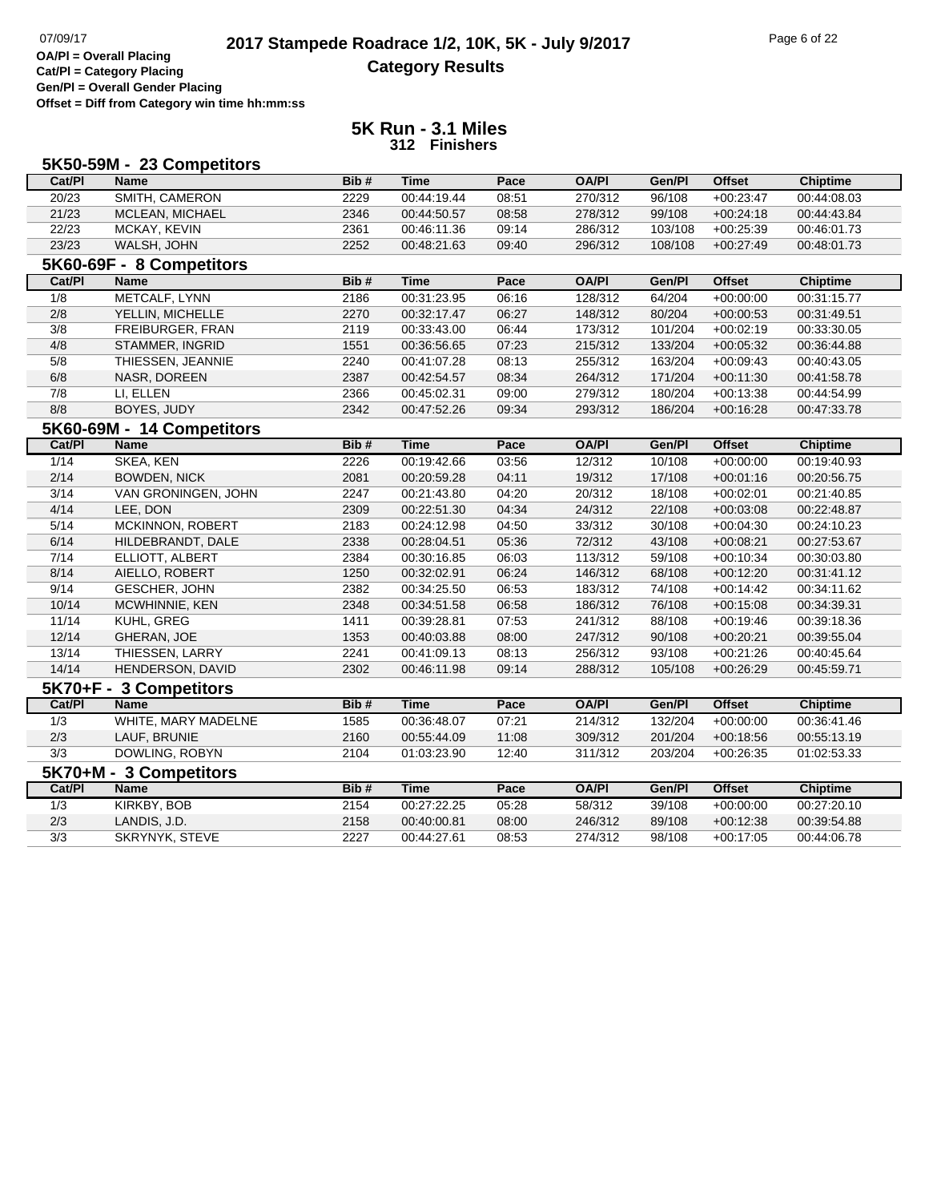**OA/Pl = Overall Placing**
**Cat/Pl = Category Placing**
**Gen/Pl = Overall Gender Placing**
**Offset = Diff from Category win time hh:mm:ss**

# 2017 Stampede Roadrace 1/2, 10K, 5K - July 9/2017

## Category Results

## 5K Run - 3.1 Miles
**312 Finishers**

### 5K50-59M - 23 Competitors

| Cat/Pl | Name | Bib # | Time | Pace | OA/Pl | Gen/Pl | Offset | Chiptime |
|---|---|---|---|---|---|---|---|---|
| 20/23 | SMITH, CAMERON | 2229 | 00:44:19.44 | 08:51 | 270/312 | 96/108 | +00:23:47 | 00:44:08.03 |
| 21/23 | MCLEAN, MICHAEL | 2346 | 00:44:50.57 | 08:58 | 278/312 | 99/108 | +00:24:18 | 00:44:43.84 |
| 22/23 | MCKAY, KEVIN | 2361 | 00:46:11.36 | 09:14 | 286/312 | 103/108 | +00:25:39 | 00:46:01.73 |
| 23/23 | WALSH, JOHN | 2252 | 00:48:21.63 | 09:40 | 296/312 | 108/108 | +00:27:49 | 00:48:01.73 |

### 5K60-69F - 8 Competitors

| Cat/Pl | Name | Bib # | Time | Pace | OA/Pl | Gen/Pl | Offset | Chiptime |
|---|---|---|---|---|---|---|---|---|
| 1/8 | METCALF, LYNN | 2186 | 00:31:23.95 | 06:16 | 128/312 | 64/204 | +00:00:00 | 00:31:15.77 |
| 2/8 | YELLIN, MICHELLE | 2270 | 00:32:17.47 | 06:27 | 148/312 | 80/204 | +00:00:53 | 00:31:49.51 |
| 3/8 | FREIBURGER, FRAN | 2119 | 00:33:43.00 | 06:44 | 173/312 | 101/204 | +00:02:19 | 00:33:30.05 |
| 4/8 | STAMMER, INGRID | 1551 | 00:36:56.65 | 07:23 | 215/312 | 133/204 | +00:05:32 | 00:36:44.88 |
| 5/8 | THIESSEN, JEANNIE | 2240 | 00:41:07.28 | 08:13 | 255/312 | 163/204 | +00:09:43 | 00:40:43.05 |
| 6/8 | NASR, DOREEN | 2387 | 00:42:54.57 | 08:34 | 264/312 | 171/204 | +00:11:30 | 00:41:58.78 |
| 7/8 | LI, ELLEN | 2366 | 00:45:02.31 | 09:00 | 279/312 | 180/204 | +00:13:38 | 00:44:54.99 |
| 8/8 | BOYES, JUDY | 2342 | 00:47:52.26 | 09:34 | 293/312 | 186/204 | +00:16:28 | 00:47:33.78 |

### 5K60-69M - 14 Competitors

| Cat/Pl | Name | Bib # | Time | Pace | OA/Pl | Gen/Pl | Offset | Chiptime |
|---|---|---|---|---|---|---|---|---|
| 1/14 | SKEA, KEN | 2226 | 00:19:42.66 | 03:56 | 12/312 | 10/108 | +00:00:00 | 00:19:40.93 |
| 2/14 | BOWDEN, NICK | 2081 | 00:20:59.28 | 04:11 | 19/312 | 17/108 | +00:01:16 | 00:20:56.75 |
| 3/14 | VAN GRONINGEN, JOHN | 2247 | 00:21:43.80 | 04:20 | 20/312 | 18/108 | +00:02:01 | 00:21:40.85 |
| 4/14 | LEE, DON | 2309 | 00:22:51.30 | 04:34 | 24/312 | 22/108 | +00:03:08 | 00:22:48.87 |
| 5/14 | MCKINNON, ROBERT | 2183 | 00:24:12.98 | 04:50 | 33/312 | 30/108 | +00:04:30 | 00:24:10.23 |
| 6/14 | HILDEBRANDT, DALE | 2338 | 00:28:04.51 | 05:36 | 72/312 | 43/108 | +00:08:21 | 00:27:53.67 |
| 7/14 | ELLIOTT, ALBERT | 2384 | 00:30:16.85 | 06:03 | 113/312 | 59/108 | +00:10:34 | 00:30:03.80 |
| 8/14 | AIELLO, ROBERT | 1250 | 00:32:02.91 | 06:24 | 146/312 | 68/108 | +00:12:20 | 00:31:41.12 |
| 9/14 | GESCHER, JOHN | 2382 | 00:34:25.50 | 06:53 | 183/312 | 74/108 | +00:14:42 | 00:34:11.62 |
| 10/14 | MCWHINNIE, KEN | 2348 | 00:34:51.58 | 06:58 | 186/312 | 76/108 | +00:15:08 | 00:34:39.31 |
| 11/14 | KUHL, GREG | 1411 | 00:39:28.81 | 07:53 | 241/312 | 88/108 | +00:19:46 | 00:39:18.36 |
| 12/14 | GHERAN, JOE | 1353 | 00:40:03.88 | 08:00 | 247/312 | 90/108 | +00:20:21 | 00:39:55.04 |
| 13/14 | THIESSEN, LARRY | 2241 | 00:41:09.13 | 08:13 | 256/312 | 93/108 | +00:21:26 | 00:40:45.64 |
| 14/14 | HENDERSON, DAVID | 2302 | 00:46:11.98 | 09:14 | 288/312 | 105/108 | +00:26:29 | 00:45:59.71 |

### 5K70+F - 3 Competitors

| Cat/Pl | Name | Bib # | Time | Pace | OA/Pl | Gen/Pl | Offset | Chiptime |
|---|---|---|---|---|---|---|---|---|
| 1/3 | WHITE, MARY MADELNE | 1585 | 00:36:48.07 | 07:21 | 214/312 | 132/204 | +00:00:00 | 00:36:41.46 |
| 2/3 | LAUF, BRUNIE | 2160 | 00:55:44.09 | 11:08 | 309/312 | 201/204 | +00:18:56 | 00:55:13.19 |
| 3/3 | DOWLING, ROBYN | 2104 | 01:03:23.90 | 12:40 | 311/312 | 203/204 | +00:26:35 | 01:02:53.33 |

### 5K70+M - 3 Competitors

| Cat/Pl | Name | Bib # | Time | Pace | OA/Pl | Gen/Pl | Offset | Chiptime |
|---|---|---|---|---|---|---|---|---|
| 1/3 | KIRKBY, BOB | 2154 | 00:27:22.25 | 05:28 | 58/312 | 39/108 | +00:00:00 | 00:27:20.10 |
| 2/3 | LANDIS, J.D. | 2158 | 00:40:00.81 | 08:00 | 246/312 | 89/108 | +00:12:38 | 00:39:54.88 |
| 3/3 | SKRYNYK, STEVE | 2227 | 00:44:27.61 | 08:53 | 274/312 | 98/108 | +00:17:05 | 00:44:06.78 |